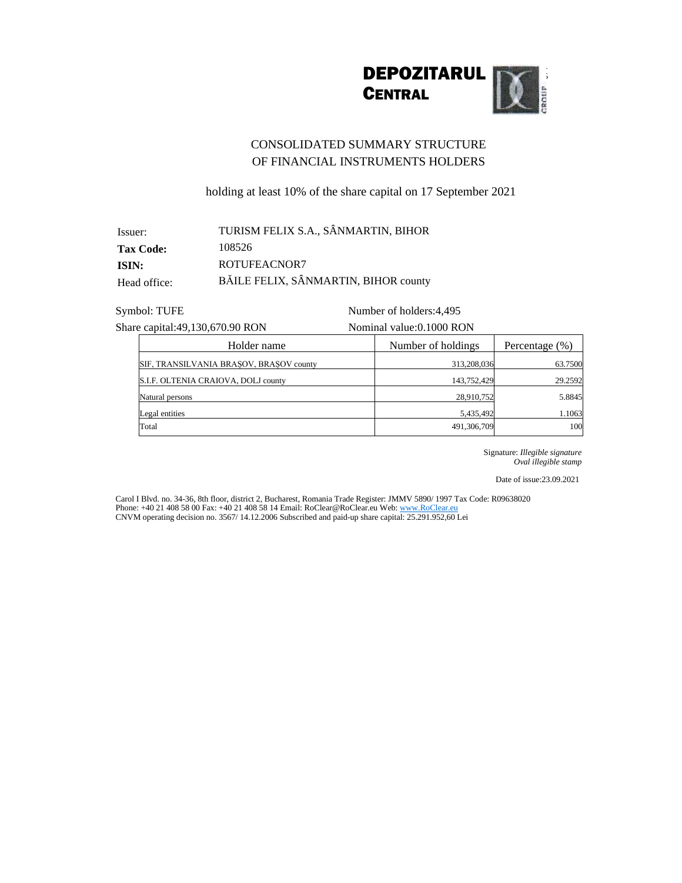**DEPOZITARUL CENTRAL**

# CONSOLIDATED SUMMARY STRUCTURE OF FINANCIAL INSTRUMENTS HOLDERS

holding at least 10% of the share capital on 17 September 2021

Issuer: TURISM FELIX S.A., SÂNMARTIN, BIHOR
**Tax Code:** 108526
**ISIN:** ROTUFEACNOR7
Head office: BĂILE FELIX, SÂNMARTIN, BIHOR county

Symbol: TUFE
Number of holders:4,495
Share capital:49,130,670.90 RON
Nominal value:0.1000 RON

| Holder name | Number of holdings | Percentage (%) |
|---|---|---|
| SIF, TRANSILVANIA BRAȘOV, BRAȘOV county | 313,208,036 | 63.7500 |
| S.I.F. OLTENIA CRAIOVA, DOLJ county | 143,752,429 | 29.2592 |
| Natural persons | 28,910,752 | 5.8845 |
| Legal entities | 5,435,492 | 1.1063 |
| Total | 491,306,709 | 100 |

Signature: *Illegible signature*
*Oval illegible stamp*

Date of issue:23.09.2021

Carol I Blvd. no. 34-36, 8th floor, district 2, Bucharest, Romania Trade Register: JMMV 5890/ 1997 Tax Code: R09638020
Phone: +40 21 408 58 00 Fax: +40 21 408 58 14 Email: RoClear@RoClear.eu Web: www.RoClear.eu
CNVM operating decision no. 3567/ 14.12.2006 Subscribed and paid-up share capital: 25.291.952,60 Lei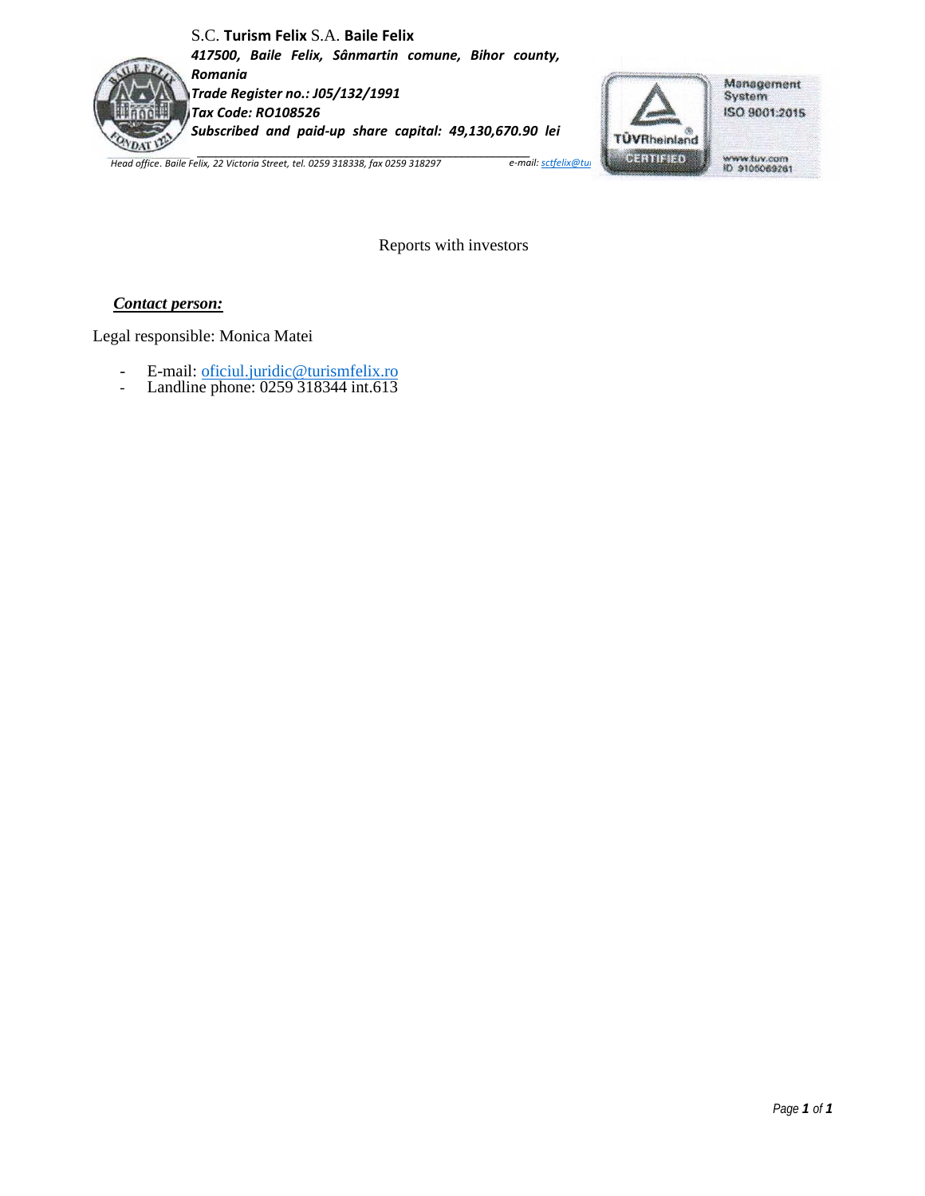S.C. **Turism Felix** S.A. **Baile Felix**
***417500, Baile Felix, Sânmartin comune, Bihor county, Romania***
***Trade Register no.: J05/132/1991***
***Tax Code: RO108526***
***Subscribed and paid-up share capital: 49,130,670.90 lei***

*Head office. Baile Felix, 22 Victoria Street, tel. 0259 318338, fax 0259 318297* *e-mail: sctfelix@tu*

Management System ISO 9001:2015
TÜVRheinland CERTIFIED
www.tuv.com ID 9105069261

Reports with investors

***Contact person:***

Legal responsible: Monica Matei

- E-mail: oficiul.juridic@turismfelix.ro
- Landline phone: 0259 318344 int.613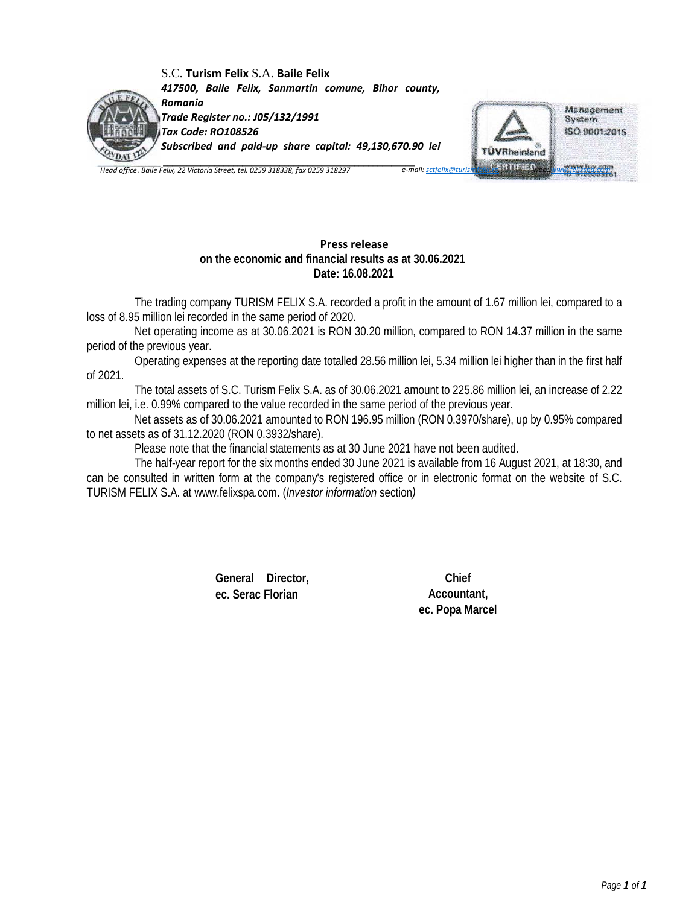S.C. **Turism Felix** S.A. **Baile Felix**
***417500, Baile Felix, Sanmartin comune, Bihor county, Romania***
***Trade Register no.: J05/132/1991***
***Tax Code: RO108526***
***Subscribed and paid-up share capital: 49,130,670.90 lei***

*Head office. Baile Felix, 22 Victoria Street, tel. 0259 318338, fax 0259 318297* *e-mail: sctfelix@turismfelix.ro web: www.felixspa.com*

Management System ISO 9001:2015

**Press release**
**on the economic and financial results as at 30.06.2021**
**Date: 16.08.2021**

The trading company TURISM FELIX S.A. recorded a profit in the amount of 1.67 million lei, compared to a loss of 8.95 million lei recorded in the same period of 2020.

Net operating income as at 30.06.2021 is RON 30.20 million, compared to RON 14.37 million in the same period of the previous year.

Operating expenses at the reporting date totalled 28.56 million lei, 5.34 million lei higher than in the first half of 2021.

The total assets of S.C. Turism Felix S.A. as of 30.06.2021 amount to 225.86 million lei, an increase of 2.22 million lei, i.e. 0.99% compared to the value recorded in the same period of the previous year.

Net assets as of 30.06.2021 amounted to RON 196.95 million (RON 0.3970/share), up by 0.95% compared to net assets as of 31.12.2020 (RON 0.3932/share).

Please note that the financial statements as at 30 June 2021 have not been audited.

The half-year report for the six months ended 30 June 2021 is available from 16 August 2021, at 18:30, and can be consulted in written form at the company's registered office or in electronic format on the website of S.C. TURISM FELIX S.A. at www.felixspa.com. (*Investor information* section*)*

**General Director,**
**ec. Serac Florian**

**Chief Accountant,**
**ec. Popa Marcel**